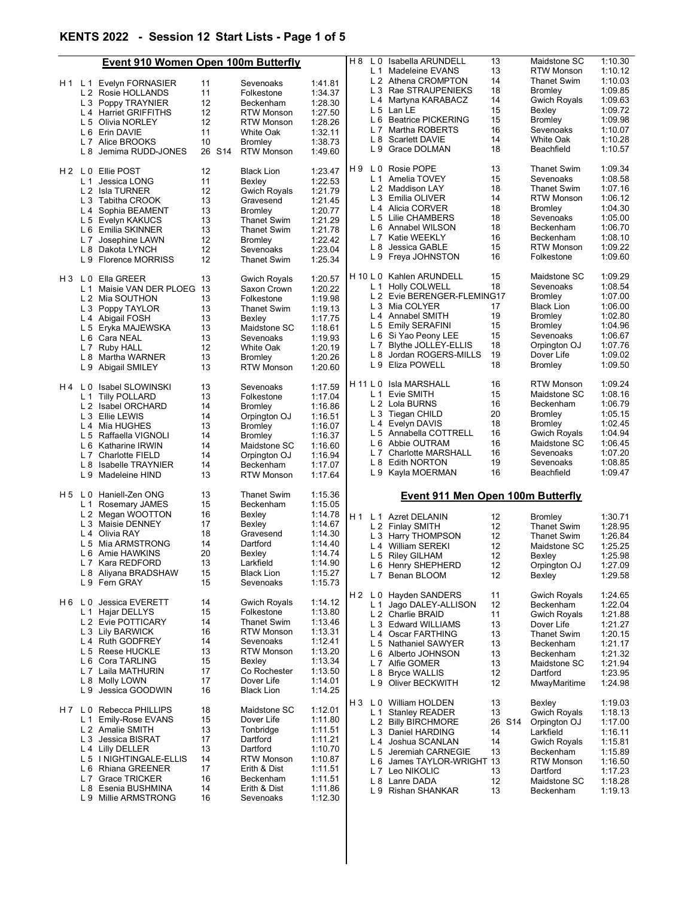# KENTS 2022 - Session 12 Start Lists - Page 1 of 5

## Event 910 Women Open 100m Butterfly

| Heat | Lane | Name | Age | Class | Club | Time |
|---|---|---|---|---|---|---|
| H 1 | L 1 | Evelyn FORNASIER | 11 | | Sevenoaks | 1:41.81 |
| | L 2 | Rosie HOLLANDS | 11 | | Folkestone | 1:34.37 |
| | L 3 | Poppy TRAYNIER | 12 | | Beckenham | 1:28.30 |
| | L 4 | Harriet GRIFFITHS | 12 | | RTW Monson | 1:27.50 |
| | L 5 | Olivia NORLEY | 12 | | RTW Monson | 1:28.26 |
| | L 6 | Erin DAVIE | 11 | | White Oak | 1:32.11 |
| | L 7 | Alice BROOKS | 10 | | Bromley | 1:38.73 |
| | L 8 | Jemima RUDD-JONES | 26 | S14 | RTW Monson | 1:49.60 |
| H 2 | L 0 | Ellie POST | 12 | | Black Lion | 1:23.47 |
| | L 1 | Jessica LONG | 11 | | Bexley | 1:22.53 |
| | L 2 | Isla TURNER | 12 | | Gwich Royals | 1:21.79 |
| | L 3 | Tabitha CROOK | 13 | | Gravesend | 1:21.45 |
| | L 4 | Sophia BEAMENT | 13 | | Bromley | 1:20.77 |
| | L 5 | Evelyn KAKUCS | 13 | | Thanet Swim | 1:21.29 |
| | L 6 | Emilia SKINNER | 13 | | Thanet Swim | 1:21.78 |
| | L 7 | Josephine LAWN | 12 | | Bromley | 1:22.42 |
| | L 8 | Dakota LYNCH | 12 | | Sevenoaks | 1:23.04 |
| | L 9 | Florence MORRISS | 12 | | Thanet Swim | 1:25.34 |
| H 3 | L 0 | Ella GREER | 13 | | Gwich Royals | 1:20.57 |
| | L 1 | Maisie VAN DER PLOEG | 13 | | Saxon Crown | 1:20.22 |
| | L 2 | Mia SOUTHON | 13 | | Folkestone | 1:19.98 |
| | L 3 | Poppy TAYLOR | 13 | | Thanet Swim | 1:19.13 |
| | L 4 | Abigail FOSH | 13 | | Bexley | 1:17.75 |
| | L 5 | Eryka MAJEWSKA | 13 | | Maidstone SC | 1:18.61 |
| | L 6 | Cara NEAL | 13 | | Sevenoaks | 1:19.93 |
| | L 7 | Ruby HALL | 12 | | White Oak | 1:20.19 |
| | L 8 | Martha WARNER | 13 | | Bromley | 1:20.26 |
| | L 9 | Abigail SMILEY | 13 | | RTW Monson | 1:20.60 |
| H 4 | L 0 | Isabel SLOWINSKI | 13 | | Sevenoaks | 1:17.59 |
| | L 1 | Tilly POLLARD | 13 | | Folkestone | 1:17.04 |
| | L 2 | Isabel ORCHARD | 14 | | Bromley | 1:16.86 |
| | L 3 | Ellie LEWIS | 14 | | Orpington OJ | 1:16.51 |
| | L 4 | Mia HUGHES | 13 | | Bromley | 1:16.07 |
| | L 5 | Raffaella VIGNOLI | 14 | | Bromley | 1:16.37 |
| | L 6 | Katharine IRWIN | 14 | | Maidstone SC | 1:16.60 |
| | L 7 | Charlotte FIELD | 14 | | Orpington OJ | 1:16.94 |
| | L 8 | Isabelle TRAYNIER | 14 | | Beckenham | 1:17.07 |
| | L 9 | Madeleine HIND | 13 | | RTW Monson | 1:17.64 |
| H 5 | L 0 | Haniell-Zen ONG | 13 | | Thanet Swim | 1:15.36 |
| | L 1 | Rosemary JAMES | 15 | | Beckenham | 1:15.05 |
| | L 2 | Megan WOOTTON | 16 | | Bexley | 1:14.78 |
| | L 3 | Maisie DENNEY | 17 | | Bexley | 1:14.67 |
| | L 4 | Olivia RAY | 18 | | Gravesend | 1:14.30 |
| | L 5 | Mia ARMSTRONG | 14 | | Dartford | 1:14.40 |
| | L 6 | Amie HAWKINS | 20 | | Bexley | 1:14.74 |
| | L 7 | Kara REDFORD | 13 | | Larkfield | 1:14.90 |
| | L 8 | Aliyana BRADSHAW | 15 | | Black Lion | 1:15.27 |
| | L 9 | Fern GRAY | 15 | | Sevenoaks | 1:15.73 |
| H 6 | L 0 | Jessica EVERETT | 14 | | Gwich Royals | 1:14.12 |
| | L 1 | Hajar DELLYS | 15 | | Folkestone | 1:13.80 |
| | L 2 | Evie POTTICARY | 14 | | Thanet Swim | 1:13.46 |
| | L 3 | Lily BARWICK | 16 | | RTW Monson | 1:13.31 |
| | L 4 | Ruth GODFREY | 14 | | Sevenoaks | 1:12.41 |
| | L 5 | Reese HUCKLE | 13 | | RTW Monson | 1:13.20 |
| | L 6 | Cora TARLING | 15 | | Bexley | 1:13.34 |
| | L 7 | Laila MATHURIN | 17 | | Co Rochester | 1:13.50 |
| | L 8 | Molly LOWN | 17 | | Dover Life | 1:14.01 |
| | L 9 | Jessica GOODWIN | 16 | | Black Lion | 1:14.25 |
| H 7 | L 0 | Rebecca PHILLIPS | 18 | | Maidstone SC | 1:12.01 |
| | L 1 | Emily-Rose EVANS | 15 | | Dover Life | 1:11.80 |
| | L 2 | Amalie SMITH | 13 | | Tonbridge | 1:11.51 |
| | L 3 | Jessica BISRAT | 17 | | Dartford | 1:11.21 |
| | L 4 | Lilly DELLER | 13 | | Dartford | 1:10.70 |
| | L 5 | I NIGHTINGALE-ELLIS | 14 | | RTW Monson | 1:10.87 |
| | L 6 | Rhiana GREENER | 17 | | Erith & Dist | 1:11.51 |
| | L 7 | Grace TRICKER | 16 | | Beckenham | 1:11.51 |
| | L 8 | Esenia BUSHMINA | 14 | | Erith & Dist | 1:11.86 |
| | L 9 | Millie ARMSTRONG | 16 | | Sevenoaks | 1:12.30 |
| H 8 | L 0 | Isabella ARUNDELL | 13 | | Maidstone SC | 1:10.30 |
| | L 1 | Madeleine EVANS | 13 | | RTW Monson | 1:10.12 |
| | L 2 | Athena CROMPTON | 14 | | Thanet Swim | 1:10.03 |
| | L 3 | Rae STRAUPENIEKS | 18 | | Bromley | 1:09.85 |
| | L 4 | Martyna KARABACZ | 14 | | Gwich Royals | 1:09.63 |
| | L 5 | Lan LE | 15 | | Bexley | 1:09.72 |
| | L 6 | Beatrice PICKERING | 15 | | Bromley | 1:09.98 |
| | L 7 | Martha ROBERTS | 16 | | Sevenoaks | 1:10.07 |
| | L 8 | Scarlett DAVIE | 14 | | White Oak | 1:10.28 |
| | L 9 | Grace DOLMAN | 18 | | Beachfield | 1:10.57 |
| H 9 | L 0 | Rosie POPE | 13 | | Thanet Swim | 1:09.34 |
| | L 1 | Amelia TOVEY | 15 | | Sevenoaks | 1:08.58 |
| | L 2 | Maddison LAY | 18 | | Thanet Swim | 1:07.16 |
| | L 3 | Emilia OLIVER | 14 | | RTW Monson | 1:06.12 |
| | L 4 | Alicia CORVER | 18 | | Bromley | 1:04.30 |
| | L 5 | Lilie CHAMBERS | 18 | | Sevenoaks | 1:05.00 |
| | L 6 | Annabel WILSON | 18 | | Beckenham | 1:06.70 |
| | L 7 | Katie WEEKLY | 16 | | Beckenham | 1:08.10 |
| | L 8 | Jessica GABLE | 15 | | RTW Monson | 1:09.22 |
| | L 9 | Freya JOHNSTON | 16 | | Folkestone | 1:09.60 |
| H 10 | L 0 | Kahlen ARUNDELL | 15 | | Maidstone SC | 1:09.29 |
| | L 1 | Holly COLWELL | 18 | | Sevenoaks | 1:08.54 |
| | L 2 | Evie BERENGER-FLEMING | 17 | | Bromley | 1:07.00 |
| | L 3 | Mia COLYER | 17 | | Black Lion | 1:06.00 |
| | L 4 | Annabel SMITH | 19 | | Bromley | 1:02.80 |
| | L 5 | Emily SERAFINI | 15 | | Bromley | 1:04.96 |
| | L 6 | Si Yao Peony LEE | 15 | | Sevenoaks | 1:06.67 |
| | L 7 | Blythe JOLLEY-ELLIS | 18 | | Orpington OJ | 1:07.76 |
| | L 8 | Jordan ROGERS-MILLS | 19 | | Dover Life | 1:09.02 |
| | L 9 | Eliza POWELL | 18 | | Bromley | 1:09.50 |
| H 11 | L 0 | Isla MARSHALL | 16 | | RTW Monson | 1:09.24 |
| | L 1 | Evie SMITH | 15 | | Maidstone SC | 1:08.16 |
| | L 2 | Lola BURNS | 16 | | Beckenham | 1:06.79 |
| | L 3 | Tiegan CHILD | 20 | | Bromley | 1:05.15 |
| | L 4 | Evelyn DAVIS | 18 | | Bromley | 1:02.45 |
| | L 5 | Annabella COTTRELL | 16 | | Gwich Royals | 1:04.94 |
| | L 6 | Abbie OUTRAM | 16 | | Maidstone SC | 1:06.45 |
| | L 7 | Charlotte MARSHALL | 16 | | Sevenoaks | 1:07.20 |
| | L 8 | Edith NORTON | 19 | | Sevenoaks | 1:08.85 |
| | L 9 | Kayla MOERMAN | 16 | | Beachfield | 1:09.47 |

## Event 911 Men Open 100m Butterfly

| Heat | Lane | Name | Age | Class | Club | Time |
|---|---|---|---|---|---|---|
| H 1 | L 1 | Azret DELANIN | 12 | | Bromley | 1:30.71 |
| | L 2 | Finlay SMITH | 12 | | Thanet Swim | 1:28.95 |
| | L 3 | Harry THOMPSON | 12 | | Thanet Swim | 1:26.84 |
| | L 4 | William SEREKI | 12 | | Maidstone SC | 1:25.25 |
| | L 5 | Riley GILHAM | 12 | | Bexley | 1:25.98 |
| | L 6 | Henry SHEPHERD | 12 | | Orpington OJ | 1:27.09 |
| | L 7 | Benan BLOOM | 12 | | Bexley | 1:29.58 |
| H 2 | L 0 | Hayden SANDERS | 11 | | Gwich Royals | 1:24.65 |
| | L 1 | Jago DALEY-ALLISON | 12 | | Beckenham | 1:22.04 |
| | L 2 | Charlie BRAID | 11 | | Gwich Royals | 1:21.88 |
| | L 3 | Edward WILLIAMS | 13 | | Dover Life | 1:21.27 |
| | L 4 | Oscar FARTHING | 13 | | Thanet Swim | 1:20.15 |
| | L 5 | Nathaniel SAWYER | 13 | | Beckenham | 1:21.17 |
| | L 6 | Alberto JOHNSON | 13 | | Beckenham | 1:21.32 |
| | L 7 | Alfie GOMER | 13 | | Maidstone SC | 1:21.94 |
| | L 8 | Bryce WALLIS | 12 | | Dartford | 1:23.95 |
| | L 9 | Oliver BECKWITH | 12 | | MwayMaritime | 1:24.98 |
| H 3 | L 0 | William HOLDEN | 13 | | Bexley | 1:19.03 |
| | L 1 | Stanley READER | 13 | | Gwich Royals | 1:18.13 |
| | L 2 | Billy BIRCHMORE | 26 | S14 | Orpington OJ | 1:17.00 |
| | L 3 | Daniel HARDING | 14 | | Larkfield | 1:16.11 |
| | L 4 | Joshua SCANLAN | 14 | | Gwich Royals | 1:15.81 |
| | L 5 | Jeremiah CARNEGIE | 13 | | Beckenham | 1:15.89 |
| | L 6 | James TAYLOR-WRIGHT | 13 | | RTW Monson | 1:16.50 |
| | L 7 | Leo NIKOLIC | 13 | | Dartford | 1:17.23 |
| | L 8 | Lanre DADA | 12 | | Maidstone SC | 1:18.28 |
| | L 9 | Rishan SHANKAR | 13 | | Beckenham | 1:19.13 |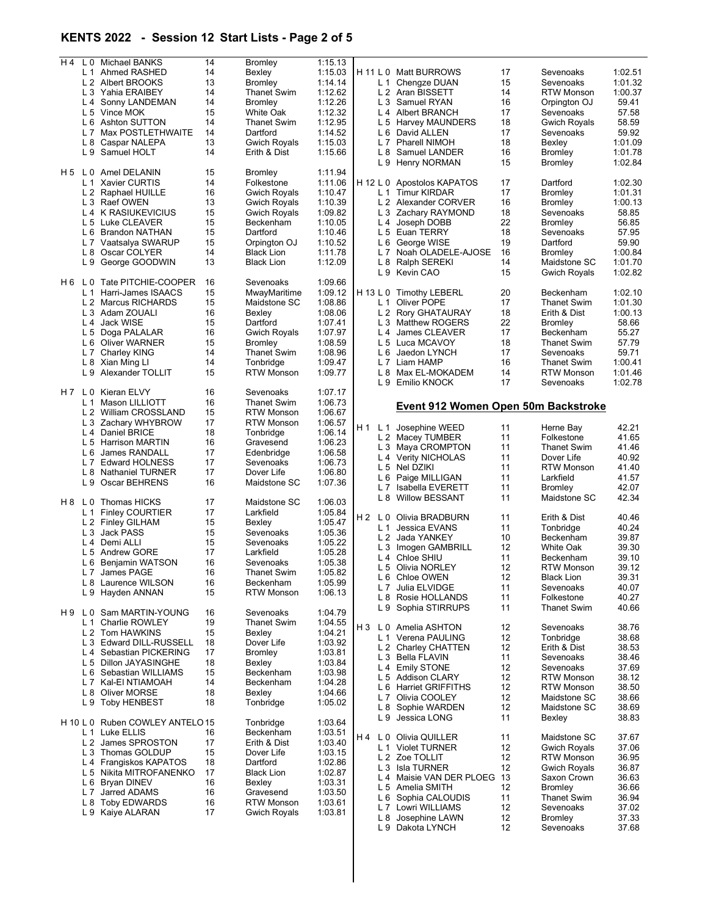# KENTS 2022 - Session 12 Start Lists - Page 2 of 5

| Heat | Lane | Name | Age | Club | Time |
|---|---|---|---|---|---|
| H 4 | L 0 | Michael BANKS | 14 | Bromley | 1:15.13 |
| | L 1 | Ahmed RASHED | 14 | Bexley | 1:15.03 |
| | L 2 | Albert BROOKS | 13 | Bromley | 1:14.14 |
| | L 3 | Yahia ERAIBEY | 14 | Thanet Swim | 1:12.62 |
| | L 4 | Sonny LANDEMAN | 14 | Bromley | 1:12.26 |
| | L 5 | Vince MOK | 15 | White Oak | 1:12.32 |
| | L 6 | Ashton SUTTON | 14 | Thanet Swim | 1:12.95 |
| | L 7 | Max POSTLETHWAITE | 14 | Dartford | 1:14.52 |
| | L 8 | Caspar NALEPA | 13 | Gwich Royals | 1:15.03 |
| | L 9 | Samuel HOLT | 14 | Erith & Dist | 1:15.66 |
| H 5 | L 0 | Amel DELANIN | 15 | Bromley | 1:11.94 |
| | L 1 | Xavier CURTIS | 14 | Folkestone | 1:11.06 |
| | L 2 | Raphael HUILLE | 16 | Gwich Royals | 1:10.47 |
| | L 3 | Raef OWEN | 13 | Gwich Royals | 1:10.39 |
| | L 4 | K RASIUKEVICIUS | 15 | Gwich Royals | 1:09.82 |
| | L 5 | Luke CLEAVER | 15 | Beckenham | 1:10.05 |
| | L 6 | Brandon NATHAN | 15 | Dartford | 1:10.46 |
| | L 7 | Vaatsalya SWARUP | 15 | Orpington OJ | 1:10.52 |
| | L 8 | Oscar COLYER | 14 | Black Lion | 1:11.78 |
| | L 9 | George GOODWIN | 13 | Black Lion | 1:12.09 |
| H 6 | L 0 | Tate PITCHIE-COOPER | 16 | Sevenoaks | 1:09.66 |
| | L 1 | Harri-James ISAACS | 15 | MwayMaritime | 1:09.12 |
| | L 2 | Marcus RICHARDS | 15 | Maidstone SC | 1:08.86 |
| | L 3 | Adam ZOUALI | 16 | Bexley | 1:08.06 |
| | L 4 | Jack WISE | 15 | Dartford | 1:07.41 |
| | L 5 | Doga PALALAR | 16 | Gwich Royals | 1:07.97 |
| | L 6 | Oliver WARNER | 15 | Bromley | 1:08.59 |
| | L 7 | Charley KING | 14 | Thanet Swim | 1:08.96 |
| | L 8 | Xian Ming LI | 14 | Tonbridge | 1:09.47 |
| | L 9 | Alexander TOLLIT | 15 | RTW Monson | 1:09.77 |
| H 7 | L 0 | Kieran ELVY | 16 | Sevenoaks | 1:07.17 |
| | L 1 | Mason LILLIOTT | 16 | Thanet Swim | 1:06.73 |
| | L 2 | William CROSSLAND | 15 | RTW Monson | 1:06.67 |
| | L 3 | Zachary WHYBROW | 17 | RTW Monson | 1:06.57 |
| | L 4 | Daniel BRICE | 18 | Tonbridge | 1:06.14 |
| | L 5 | Harrison MARTIN | 16 | Gravesend | 1:06.23 |
| | L 6 | James RANDALL | 17 | Edenbridge | 1:06.58 |
| | L 7 | Edward HOLNESS | 17 | Sevenoaks | 1:06.73 |
| | L 8 | Nathaniel TURNER | 17 | Dover Life | 1:06.80 |
| | L 9 | Oscar BEHRENS | 16 | Maidstone SC | 1:07.36 |
| H 8 | L 0 | Thomas HICKS | 17 | Maidstone SC | 1:06.03 |
| | L 1 | Finley COURTIER | 17 | Larkfield | 1:05.84 |
| | L 2 | Finley GILHAM | 15 | Bexley | 1:05.47 |
| | L 3 | Jack PASS | 15 | Sevenoaks | 1:05.36 |
| | L 4 | Demi ALLI | 15 | Sevenoaks | 1:05.22 |
| | L 5 | Andrew GORE | 17 | Larkfield | 1:05.28 |
| | L 6 | Benjamin WATSON | 16 | Sevenoaks | 1:05.38 |
| | L 7 | James PAGE | 16 | Thanet Swim | 1:05.82 |
| | L 8 | Laurence WILSON | 16 | Beckenham | 1:05.99 |
| | L 9 | Hayden ANNAN | 15 | RTW Monson | 1:06.13 |
| H 9 | L 0 | Sam MARTIN-YOUNG | 16 | Sevenoaks | 1:04.79 |
| | L 1 | Charlie ROWLEY | 19 | Thanet Swim | 1:04.55 |
| | L 2 | Tom HAWKINS | 15 | Bexley | 1:04.21 |
| | L 3 | Edward DILL-RUSSELL | 18 | Dover Life | 1:03.92 |
| | L 4 | Sebastian PICKERING | 17 | Bromley | 1:03.81 |
| | L 5 | Dillon JAYASINGHE | 18 | Bexley | 1:03.84 |
| | L 6 | Sebastian WILLIAMS | 15 | Beckenham | 1:03.98 |
| | L 7 | Kal-El NTIAMOAH | 14 | Beckenham | 1:04.28 |
| | L 8 | Oliver MORSE | 18 | Bexley | 1:04.66 |
| | L 9 | Toby HENBEST | 18 | Tonbridge | 1:05.02 |
| H 10 | L 0 | Ruben COWLEY ANTELO | 15 | Tonbridge | 1:03.64 |
| | L 1 | Luke ELLIS | 16 | Beckenham | 1:03.51 |
| | L 2 | James SPROSTON | 17 | Erith & Dist | 1:03.40 |
| | L 3 | Thomas GOLDUP | 15 | Dover Life | 1:03.15 |
| | L 4 | Frangiskos KAPATOS | 18 | Dartford | 1:02.86 |
| | L 5 | Nikita MITROFANENKO | 17 | Black Lion | 1:02.87 |
| | L 6 | Bryan DINEV | 16 | Bexley | 1:03.31 |
| | L 7 | Jarred ADAMS | 16 | Gravesend | 1:03.50 |
| | L 8 | Toby EDWARDS | 16 | RTW Monson | 1:03.61 |
| | L 9 | Kaiye ALARAN | 17 | Gwich Royals | 1:03.81 |
| H 11 | L 0 | Matt BURROWS | 17 | Sevenoaks | 1:02.51 |
| | L 1 | Chengze DUAN | 15 | Sevenoaks | 1:01.32 |
| | L 2 | Aran BISSETT | 14 | RTW Monson | 1:00.37 |
| | L 3 | Samuel RYAN | 16 | Orpington OJ | 59.41 |
| | L 4 | Albert BRANCH | 17 | Sevenoaks | 57.58 |
| | L 5 | Harvey MAUNDERS | 18 | Gwich Royals | 58.59 |
| | L 6 | David ALLEN | 17 | Sevenoaks | 59.92 |
| | L 7 | Pharell NIMOH | 18 | Bexley | 1:01.09 |
| | L 8 | Samuel LANDER | 16 | Bromley | 1:01.78 |
| | L 9 | Henry NORMAN | 15 | Bromley | 1:02.84 |
| H 12 | L 0 | Apostolos KAPATOS | 17 | Dartford | 1:02.30 |
| | L 1 | Timur KIRDAR | 17 | Bromley | 1:01.31 |
| | L 2 | Alexander CORVER | 16 | Bromley | 1:00.13 |
| | L 3 | Zachary RAYMOND | 18 | Sevenoaks | 58.85 |
| | L 4 | Joseph DOBB | 22 | Bromley | 56.85 |
| | L 5 | Euan TERRY | 18 | Sevenoaks | 57.95 |
| | L 6 | George WISE | 19 | Dartford | 59.90 |
| | L 7 | Noah OLADELE-AJOSE | 16 | Bromley | 1:00.84 |
| | L 8 | Ralph SEREKI | 14 | Maidstone SC | 1:01.70 |
| | L 9 | Kevin CAO | 15 | Gwich Royals | 1:02.82 |
| H 13 | L 0 | Timothy LEBERL | 20 | Beckenham | 1:02.10 |
| | L 1 | Oliver POPE | 17 | Thanet Swim | 1:01.30 |
| | L 2 | Rory GHATAURAY | 18 | Erith & Dist | 1:00.13 |
| | L 3 | Matthew ROGERS | 22 | Bromley | 58.66 |
| | L 4 | James CLEAVER | 17 | Beckenham | 55.27 |
| | L 5 | Luca MCAVOY | 18 | Thanet Swim | 57.79 |
| | L 6 | Jaedon LYNCH | 17 | Sevenoaks | 59.71 |
| | L 7 | Liam HAMP | 16 | Thanet Swim | 1:00.41 |
| | L 8 | Max EL-MOKADEM | 14 | RTW Monson | 1:01.46 |
| | L 9 | Emilio KNOCK | 17 | Sevenoaks | 1:02.78 |

## Event 912 Women Open 50m Backstroke

| Heat | Lane | Name | Age | Club | Time |
|---|---|---|---|---|---|
| H 1 | L 1 | Josephine WEED | 11 | Herne Bay | 42.21 |
| | L 2 | Macey TUMBER | 11 | Folkestone | 41.65 |
| | L 3 | Maya CROMPTON | 11 | Thanet Swim | 41.46 |
| | L 4 | Verity NICHOLAS | 11 | Dover Life | 40.92 |
| | L 5 | Nel DZIKI | 11 | RTW Monson | 41.40 |
| | L 6 | Paige MILLIGAN | 11 | Larkfield | 41.57 |
| | L 7 | Isabella EVERETT | 11 | Bromley | 42.07 |
| | L 8 | Willow BESSANT | 11 | Maidstone SC | 42.34 |
| H 2 | L 0 | Olivia BRADBURN | 11 | Erith & Dist | 40.46 |
| | L 1 | Jessica EVANS | 11 | Tonbridge | 40.24 |
| | L 2 | Jada YANKEY | 10 | Beckenham | 39.87 |
| | L 3 | Imogen GAMBRILL | 12 | White Oak | 39.30 |
| | L 4 | Chloe SHIU | 11 | Beckenham | 39.10 |
| | L 5 | Olivia NORLEY | 12 | RTW Monson | 39.12 |
| | L 6 | Chloe OWEN | 12 | Black Lion | 39.31 |
| | L 7 | Julia ELVIDGE | 11 | Sevenoaks | 40.07 |
| | L 8 | Rosie HOLLANDS | 11 | Folkestone | 40.27 |
| | L 9 | Sophia STIRRUPS | 11 | Thanet Swim | 40.66 |
| H 3 | L 0 | Amelia ASHTON | 12 | Sevenoaks | 38.76 |
| | L 1 | Verena PAULING | 12 | Tonbridge | 38.68 |
| | L 2 | Charley CHATTEN | 12 | Erith & Dist | 38.53 |
| | L 3 | Bella FLAVIN | 11 | Sevenoaks | 38.46 |
| | L 4 | Emily STONE | 12 | Sevenoaks | 37.69 |
| | L 5 | Addison CLARY | 12 | RTW Monson | 38.12 |
| | L 6 | Harriet GRIFFITHS | 12 | RTW Monson | 38.50 |
| | L 7 | Olivia COOLEY | 12 | Maidstone SC | 38.66 |
| | L 8 | Sophie WARDEN | 12 | Maidstone SC | 38.69 |
| | L 9 | Jessica LONG | 11 | Bexley | 38.83 |
| H 4 | L 0 | Olivia QUILLER | 11 | Maidstone SC | 37.67 |
| | L 1 | Violet TURNER | 12 | Gwich Royals | 37.06 |
| | L 2 | Zoe TOLLIT | 12 | RTW Monson | 36.95 |
| | L 3 | Isla TURNER | 12 | Gwich Royals | 36.87 |
| | L 4 | Maisie VAN DER PLOEG | 13 | Saxon Crown | 36.63 |
| | L 5 | Amelia SMITH | 12 | Bromley | 36.66 |
| | L 6 | Sophia CALOUDIS | 11 | Thanet Swim | 36.94 |
| | L 7 | Lowri WILLIAMS | 12 | Sevenoaks | 37.02 |
| | L 8 | Josephine LAWN | 12 | Bromley | 37.33 |
| | L 9 | Dakota LYNCH | 12 | Sevenoaks | 37.68 |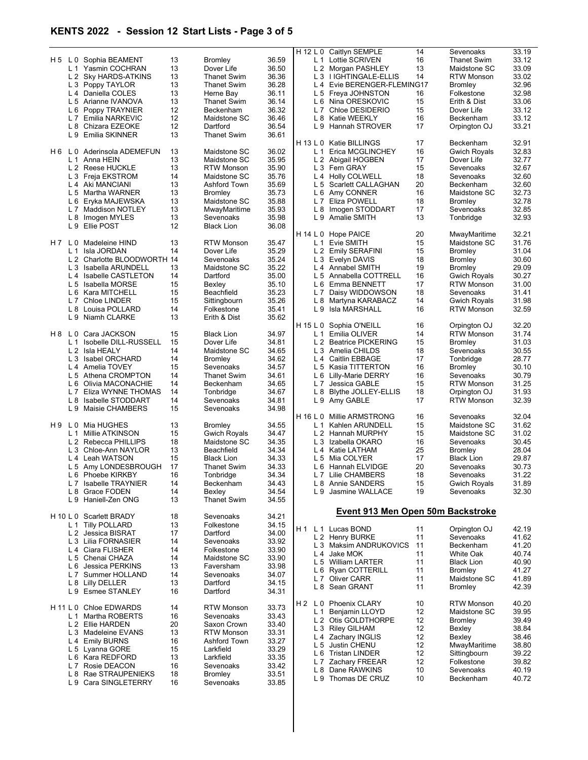## KENTS 2022 - Session 12 Start Lists - Page 3 of 5

| Heat | Lane | Name | Age | Club | Time |
|---|---|---|---|---|---|
| H 5 | L 0 | Sophia BEAMENT | 13 | Bromley | 36.59 |
| | L 1 | Yasmin COCHRAN | 13 | Dover Life | 36.50 |
| | L 2 | Sky HARDS-ATKINS | 13 | Thanet Swim | 36.36 |
| | L 3 | Poppy TAYLOR | 13 | Thanet Swim | 36.28 |
| | L 4 | Daniella COLES | 13 | Herne Bay | 36.11 |
| | L 5 | Arianne IVANOVA | 13 | Thanet Swim | 36.14 |
| | L 6 | Poppy TRAYNIER | 12 | Beckenham | 36.32 |
| | L 7 | Emilia NARKEVIC | 12 | Maidstone SC | 36.46 |
| | L 8 | Chizara EZEOKE | 12 | Dartford | 36.54 |
| | L 9 | Emilia SKINNER | 13 | Thanet Swim | 36.61 |
| H 6 | L 0 | Aderinsola ADEMEFUN | 13 | Maidstone SC | 36.02 |
| | L 1 | Anna HEIN | 13 | Maidstone SC | 35.95 |
| | L 2 | Reese HUCKLE | 13 | RTW Monson | 35.90 |
| | L 3 | Freja EKSTROM | 14 | Maidstone SC | 35.76 |
| | L 4 | Aki MANCIANI | 13 | Ashford Town | 35.69 |
| | L 5 | Martha WARNER | 13 | Bromley | 35.73 |
| | L 6 | Eryka MAJEWSKA | 13 | Maidstone SC | 35.88 |
| | L 7 | Maddison NOTLEY | 13 | MwayMaritime | 35.93 |
| | L 8 | Imogen MYLES | 13 | Sevenoaks | 35.98 |
| | L 9 | Ellie POST | 12 | Black Lion | 36.08 |
| H 7 | L 0 | Madeleine HIND | 13 | RTW Monson | 35.47 |
| | L 1 | Isla JORDAN | 14 | Dover Life | 35.29 |
| | L 2 | Charlotte BLOODWORTH | 14 | Sevenoaks | 35.24 |
| | L 3 | Isabella ARUNDELL | 13 | Maidstone SC | 35.22 |
| | L 4 | Isabelle CASTLETON | 14 | Dartford | 35.00 |
| | L 5 | Isabella MORSE | 15 | Bexley | 35.10 |
| | L 6 | Kara MITCHELL | 15 | Beachfield | 35.23 |
| | L 7 | Chloe LINDER | 15 | Sittingbourn | 35.26 |
| | L 8 | Louisa POLLARD | 14 | Folkestone | 35.41 |
| | L 9 | Niamh CLARKE | 13 | Erith & Dist | 35.62 |
| H 8 | L 0 | Cara JACKSON | 15 | Black Lion | 34.97 |
| | L 1 | Isobelle DILL-RUSSELL | 15 | Dover Life | 34.81 |
| | L 2 | Isla HEALY | 14 | Maidstone SC | 34.65 |
| | L 3 | Isabel ORCHARD | 14 | Bromley | 34.62 |
| | L 4 | Amelia TOVEY | 15 | Sevenoaks | 34.57 |
| | L 5 | Athena CROMPTON | 14 | Thanet Swim | 34.61 |
| | L 6 | Olivia MACONACHIE | 14 | Beckenham | 34.65 |
| | L 7 | Eliza WYNNE THOMAS | 14 | Tonbridge | 34.67 |
| | L 8 | Isabelle STODDART | 14 | Sevenoaks | 34.81 |
| | L 9 | Maisie CHAMBERS | 15 | Sevenoaks | 34.98 |
| H 9 | L 0 | Mia HUGHES | 13 | Bromley | 34.55 |
| | L 1 | Millie ATKINSON | 15 | Gwich Royals | 34.47 |
| | L 2 | Rebecca PHILLIPS | 18 | Maidstone SC | 34.35 |
| | L 3 | Chloe-Ann NAYLOR | 13 | Beachfield | 34.34 |
| | L 4 | Leah WATSON | 15 | Black Lion | 34.33 |
| | L 5 | Amy LONDESBROUGH | 17 | Thanet Swim | 34.33 |
| | L 6 | Phoebe KIRKBY | 16 | Tonbridge | 34.34 |
| | L 7 | Isabelle TRAYNIER | 14 | Beckenham | 34.43 |
| | L 8 | Grace FODEN | 14 | Bexley | 34.54 |
| | L 9 | Haniell-Zen ONG | 13 | Thanet Swim | 34.55 |
| H 10 | L 0 | Scarlett BRADY | 18 | Sevenoaks | 34.21 |
| | L 1 | Tilly POLLARD | 13 | Folkestone | 34.15 |
| | L 2 | Jessica BISRAT | 17 | Dartford | 34.00 |
| | L 3 | Lilia FORNASIER | 14 | Sevenoaks | 33.92 |
| | L 4 | Ciara FLISHER | 14 | Folkestone | 33.90 |
| | L 5 | Chenai CHAZA | 14 | Maidstone SC | 33.90 |
| | L 6 | Jessica PERKINS | 13 | Faversham | 33.98 |
| | L 7 | Summer HOLLAND | 14 | Sevenoaks | 34.07 |
| | L 8 | Lilly DELLER | 13 | Dartford | 34.15 |
| | L 9 | Esmee STANLEY | 16 | Dartford | 34.31 |
| H 11 | L 0 | Chloe EDWARDS | 14 | RTW Monson | 33.73 |
| | L 1 | Martha ROBERTS | 16 | Sevenoaks | 33.43 |
| | L 2 | Ellie HARDEN | 20 | Saxon Crown | 33.40 |
| | L 3 | Madeleine EVANS | 13 | RTW Monson | 33.31 |
| | L 4 | Emily BURNS | 16 | Ashford Town | 33.27 |
| | L 5 | Lyanna GORE | 15 | Larkfield | 33.29 |
| | L 6 | Kara REDFORD | 13 | Larkfield | 33.35 |
| | L 7 | Rosie DEACON | 16 | Sevenoaks | 33.42 |
| | L 8 | Rae STRAUPENIEKS | 18 | Bromley | 33.51 |
| | L 9 | Cara SINGLETERRY | 16 | Sevenoaks | 33.85 |
| H 12 | L 0 | Caitlyn SEMPLE | 14 | Sevenoaks | 33.19 |
| | L 1 | Lottie SCRIVEN | 16 | Thanet Swim | 33.12 |
| | L 2 | Morgan PASHLEY | 13 | Maidstone SC | 33.09 |
| | L 3 | I IGHTINGALE-ELLIS | 14 | RTW Monson | 33.02 |
| | L 4 | Evie BERENGER-FLEMING | 17 | Bromley | 32.96 |
| | L 5 | Freya JOHNSTON | 16 | Folkestone | 32.98 |
| | L 6 | Nina ORESKOVIC | 15 | Erith & Dist | 33.06 |
| | L 7 | Chloe DESIDERIO | 15 | Dover Life | 33.12 |
| | L 8 | Katie WEEKLY | 16 | Beckenham | 33.12 |
| | L 9 | Hannah STROVER | 17 | Orpington OJ | 33.21 |
| H 13 | L 0 | Katie BILLINGS | 17 | Beckenham | 32.91 |
| | L 1 | Erica MCGLINCHEY | 16 | Gwich Royals | 32.83 |
| | L 2 | Abigail HOGBEN | 17 | Dover Life | 32.77 |
| | L 3 | Fern GRAY | 15 | Sevenoaks | 32.67 |
| | L 4 | Holly COLWELL | 18 | Sevenoaks | 32.60 |
| | L 5 | Scarlett CALLAGHAN | 20 | Beckenham | 32.60 |
| | L 6 | Amy CONNER | 16 | Maidstone SC | 32.73 |
| | L 7 | Eliza POWELL | 18 | Bromley | 32.78 |
| | L 8 | Imogen STODDART | 17 | Sevenoaks | 32.85 |
| | L 9 | Amalie SMITH | 13 | Tonbridge | 32.93 |
| H 14 | L 0 | Hope PAICE | 20 | MwayMaritime | 32.21 |
| | L 1 | Evie SMITH | 15 | Maidstone SC | 31.76 |
| | L 2 | Emily SERAFINI | 15 | Bromley | 31.04 |
| | L 3 | Evelyn DAVIS | 18 | Bromley | 30.60 |
| | L 4 | Annabel SMITH | 19 | Bromley | 29.09 |
| | L 5 | Annabella COTTRELL | 16 | Gwich Royals | 30.27 |
| | L 6 | Emma BENNETT | 17 | RTW Monson | 31.00 |
| | L 7 | Daisy WIDDOWSON | 18 | Sevenoaks | 31.41 |
| | L 8 | Martyna KARABACZ | 14 | Gwich Royals | 31.98 |
| | L 9 | Isla MARSHALL | 16 | RTW Monson | 32.59 |
| H 15 | L 0 | Sophia O'NEILL | 16 | Orpington OJ | 32.20 |
| | L 1 | Emilia OLIVER | 14 | RTW Monson | 31.74 |
| | L 2 | Beatrice PICKERING | 15 | Bromley | 31.03 |
| | L 3 | Amelia CHILDS | 18 | Sevenoaks | 30.55 |
| | L 4 | Caitlin EBBAGE | 17 | Tonbridge | 28.77 |
| | L 5 | Kasia TITTERTON | 16 | Bromley | 30.10 |
| | L 6 | Lilly-Marie DERRY | 16 | Sevenoaks | 30.79 |
| | L 7 | Jessica GABLE | 15 | RTW Monson | 31.25 |
| | L 8 | Blythe JOLLEY-ELLIS | 18 | Orpington OJ | 31.93 |
| | L 9 | Amy GABLE | 17 | RTW Monson | 32.39 |
| H 16 | L 0 | Millie ARMSTRONG | 16 | Sevenoaks | 32.04 |
| | L 1 | Kahlen ARUNDELL | 15 | Maidstone SC | 31.62 |
| | L 2 | Hannah MURPHY | 15 | Maidstone SC | 31.02 |
| | L 3 | Izabella OKARO | 16 | Sevenoaks | 30.45 |
| | L 4 | Katie LATHAM | 25 | Bromley | 28.04 |
| | L 5 | Mia COLYER | 17 | Black Lion | 29.87 |
| | L 6 | Hannah ELVIDGE | 20 | Sevenoaks | 30.73 |
| | L 7 | Lilie CHAMBERS | 18 | Sevenoaks | 31.22 |
| | L 8 | Annie SANDERS | 15 | Gwich Royals | 31.89 |
| | L 9 | Jasmine WALLACE | 19 | Sevenoaks | 32.30 |

## Event 913 Men Open 50m Backstroke

| Heat | Lane | Name | Age | Club | Time |
|---|---|---|---|---|---|
| H 1 | L 1 | Lucas BOND | 11 | Orpington OJ | 42.19 |
| | L 2 | Henry BURKE | 11 | Sevenoaks | 41.62 |
| | L 3 | Maksim ANDRUKOVICS | 11 | Beckenham | 41.20 |
| | L 4 | Jake MOK | 11 | White Oak | 40.74 |
| | L 5 | William LARTER | 11 | Black Lion | 40.90 |
| | L 6 | Ryan COTTERILL | 11 | Bromley | 41.27 |
| | L 7 | Oliver CARR | 11 | Maidstone SC | 41.89 |
| | L 8 | Sean GRANT | 11 | Bromley | 42.39 |
| H 2 | L 0 | Phoenix CLARY | 10 | RTW Monson | 40.20 |
| | L 1 | Benjamin LLOYD | 12 | Maidstone SC | 39.95 |
| | L 2 | Otis GOLDTHORPE | 12 | Bromley | 39.49 |
| | L 3 | Riley GILHAM | 12 | Bexley | 38.84 |
| | L 4 | Zachary INGLIS | 12 | Bexley | 38.46 |
| | L 5 | Justin CHENU | 12 | MwayMaritime | 38.80 |
| | L 6 | Tristan LINDER | 12 | Sittingbourn | 39.22 |
| | L 7 | Zachary FREEAR | 12 | Folkestone | 39.82 |
| | L 8 | Dane RAWKINS | 10 | Sevenoaks | 40.19 |
| | L 9 | Thomas DE CRUZ | 10 | Beckenham | 40.72 |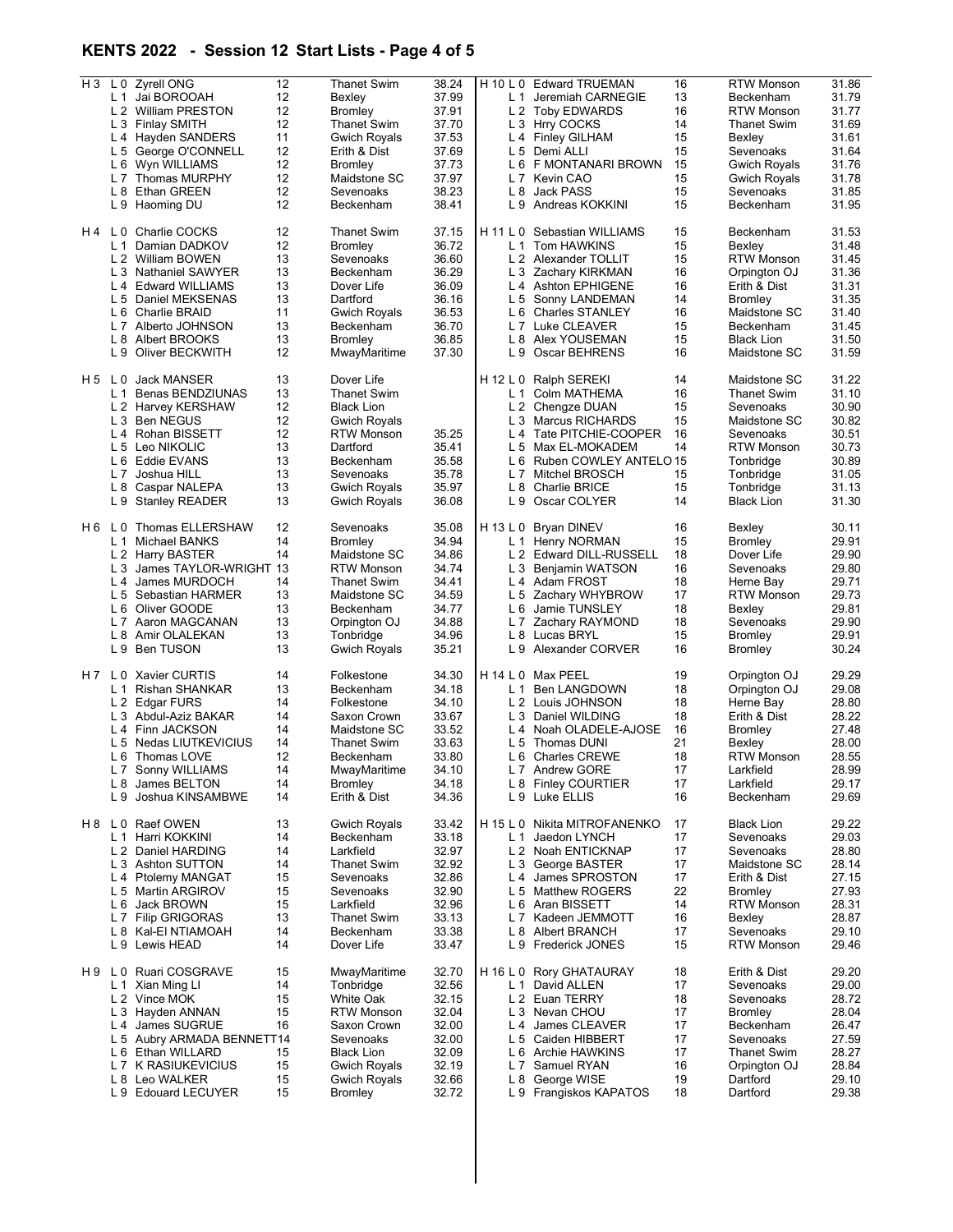## KENTS 2022 - Session 12 Start Lists - Page 4 of 5

| Heat | Lane | Name | Age | Club | Time |
|---|---|---|---|---|---|
| H 3 | L 0 | Zyrell ONG | 12 | Thanet Swim | 38.24 |
| | L 1 | Jai BOROOAH | 12 | Bexley | 37.99 |
| | L 2 | William PRESTON | 12 | Bromley | 37.91 |
| | L 3 | Finlay SMITH | 12 | Thanet Swim | 37.70 |
| | L 4 | Hayden SANDERS | 11 | Gwich Royals | 37.53 |
| | L 5 | George O'CONNELL | 12 | Erith & Dist | 37.69 |
| | L 6 | Wyn WILLIAMS | 12 | Bromley | 37.73 |
| | L 7 | Thomas MURPHY | 12 | Maidstone SC | 37.97 |
| | L 8 | Ethan GREEN | 12 | Sevenoaks | 38.23 |
| | L 9 | Haoming DU | 12 | Beckenham | 38.41 |
| H 4 | L 0 | Charlie COCKS | 12 | Thanet Swim | 37.15 |
| | L 1 | Damian DADKOV | 12 | Bromley | 36.72 |
| | L 2 | William BOWEN | 13 | Sevenoaks | 36.60 |
| | L 3 | Nathaniel SAWYER | 13 | Beckenham | 36.29 |
| | L 4 | Edward WILLIAMS | 13 | Dover Life | 36.09 |
| | L 5 | Daniel MEKSENAS | 13 | Dartford | 36.16 |
| | L 6 | Charlie BRAID | 11 | Gwich Royals | 36.53 |
| | L 7 | Alberto JOHNSON | 13 | Beckenham | 36.70 |
| | L 8 | Albert BROOKS | 13 | Bromley | 36.85 |
| | L 9 | Oliver BECKWITH | 12 | MwayMaritime | 37.30 |
| H 5 | L 0 | Jack MANSER | 13 | Dover Life | |
| | L 1 | Benas BENDZIUNAS | 13 | Thanet Swim | |
| | L 2 | Harvey KERSHAW | 12 | Black Lion | |
| | L 3 | Ben NEGUS | 12 | Gwich Royals | |
| | L 4 | Rohan BISSETT | 12 | RTW Monson | 35.25 |
| | L 5 | Leo NIKOLIC | 13 | Dartford | 35.41 |
| | L 6 | Eddie EVANS | 13 | Beckenham | 35.58 |
| | L 7 | Joshua HILL | 13 | Sevenoaks | 35.78 |
| | L 8 | Caspar NALEPA | 13 | Gwich Royals | 35.97 |
| | L 9 | Stanley READER | 13 | Gwich Royals | 36.08 |
| H 6 | L 0 | Thomas ELLERSHAW | 12 | Sevenoaks | 35.08 |
| | L 1 | Michael BANKS | 14 | Bromley | 34.94 |
| | L 2 | Harry BASTER | 14 | Maidstone SC | 34.86 |
| | L 3 | James TAYLOR-WRIGHT | 13 | RTW Monson | 34.74 |
| | L 4 | James MURDOCH | 14 | Thanet Swim | 34.41 |
| | L 5 | Sebastian HARMER | 13 | Maidstone SC | 34.59 |
| | L 6 | Oliver GOODE | 13 | Beckenham | 34.77 |
| | L 7 | Aaron MAGCANAN | 13 | Orpington OJ | 34.88 |
| | L 8 | Amir OLALEKAN | 13 | Tonbridge | 34.96 |
| | L 9 | Ben TUSON | 13 | Gwich Royals | 35.21 |
| H 7 | L 0 | Xavier CURTIS | 14 | Folkestone | 34.30 |
| | L 1 | Rishan SHANKAR | 13 | Beckenham | 34.18 |
| | L 2 | Edgar FURS | 14 | Folkestone | 34.10 |
| | L 3 | Abdul-Aziz BAKAR | 14 | Saxon Crown | 33.67 |
| | L 4 | Finn JACKSON | 14 | Maidstone SC | 33.52 |
| | L 5 | Nedas LIUTKEVICIUS | 14 | Thanet Swim | 33.63 |
| | L 6 | Thomas LOVE | 12 | Beckenham | 33.80 |
| | L 7 | Sonny WILLIAMS | 14 | MwayMaritime | 34.10 |
| | L 8 | James BELTON | 14 | Bromley | 34.18 |
| | L 9 | Joshua KINSAMBWE | 14 | Erith & Dist | 34.36 |
| H 8 | L 0 | Raef OWEN | 13 | Gwich Royals | 33.42 |
| | L 1 | Harri KOKKINI | 14 | Beckenham | 33.18 |
| | L 2 | Daniel HARDING | 14 | Larkfield | 32.97 |
| | L 3 | Ashton SUTTON | 14 | Thanet Swim | 32.92 |
| | L 4 | Ptolemy MANGAT | 15 | Sevenoaks | 32.86 |
| | L 5 | Martin ARGIROV | 15 | Sevenoaks | 32.90 |
| | L 6 | Jack BROWN | 15 | Larkfield | 32.96 |
| | L 7 | Filip GRIGORAS | 13 | Thanet Swim | 33.13 |
| | L 8 | Kal-El NTIAMOAH | 14 | Beckenham | 33.38 |
| | L 9 | Lewis HEAD | 14 | Dover Life | 33.47 |
| H 9 | L 0 | Ruari COSGRAVE | 15 | MwayMaritime | 32.70 |
| | L 1 | Xian Ming LI | 14 | Tonbridge | 32.56 |
| | L 2 | Vince MOK | 15 | White Oak | 32.15 |
| | L 3 | Hayden ANNAN | 15 | RTW Monson | 32.04 |
| | L 4 | James SUGRUE | 16 | Saxon Crown | 32.00 |
| | L 5 | Aubry ARMADA BENNETT | 14 | Sevenoaks | 32.00 |
| | L 6 | Ethan WILLARD | 15 | Black Lion | 32.09 |
| | L 7 | K RASIUKEVICIUS | 15 | Gwich Royals | 32.19 |
| | L 8 | Leo WALKER | 15 | Gwich Royals | 32.66 |
| | L 9 | Edouard LECUYER | 15 | Bromley | 32.72 |
| H 10 | L 0 | Edward TRUEMAN | 16 | RTW Monson | 31.86 |
| | L 1 | Jeremiah CARNEGIE | 13 | Beckenham | 31.79 |
| | L 2 | Toby EDWARDS | 16 | RTW Monson | 31.77 |
| | L 3 | Hrry COCKS | 14 | Thanet Swim | 31.69 |
| | L 4 | Finley GILHAM | 15 | Bexley | 31.61 |
| | L 5 | Demi ALLI | 15 | Sevenoaks | 31.64 |
| | L 6 | F MONTANARI BROWN | 15 | Gwich Royals | 31.76 |
| | L 7 | Kevin CAO | 15 | Gwich Royals | 31.78 |
| | L 8 | Jack PASS | 15 | Sevenoaks | 31.85 |
| | L 9 | Andreas KOKKINI | 15 | Beckenham | 31.95 |
| H 11 | L 0 | Sebastian WILLIAMS | 15 | Beckenham | 31.53 |
| | L 1 | Tom HAWKINS | 15 | Bexley | 31.48 |
| | L 2 | Alexander TOLLIT | 15 | RTW Monson | 31.45 |
| | L 3 | Zachary KIRKMAN | 16 | Orpington OJ | 31.36 |
| | L 4 | Ashton EPHIGENE | 16 | Erith & Dist | 31.31 |
| | L 5 | Sonny LANDEMAN | 14 | Bromley | 31.35 |
| | L 6 | Charles STANLEY | 16 | Maidstone SC | 31.40 |
| | L 7 | Luke CLEAVER | 15 | Beckenham | 31.45 |
| | L 8 | Alex YOUSEMAN | 15 | Black Lion | 31.50 |
| | L 9 | Oscar BEHRENS | 16 | Maidstone SC | 31.59 |
| H 12 | L 0 | Ralph SEREKI | 14 | Maidstone SC | 31.22 |
| | L 1 | Colm MATHEMA | 16 | Thanet Swim | 31.10 |
| | L 2 | Chengze DUAN | 15 | Sevenoaks | 30.90 |
| | L 3 | Marcus RICHARDS | 15 | Maidstone SC | 30.82 |
| | L 4 | Tate PITCHIE-COOPER | 16 | Sevenoaks | 30.51 |
| | L 5 | Max EL-MOKADEM | 14 | RTW Monson | 30.73 |
| | L 6 | Ruben COWLEY ANTELO | 15 | Tonbridge | 30.89 |
| | L 7 | Mitchel BROSCH | 15 | Tonbridge | 31.05 |
| | L 8 | Charlie BRICE | 15 | Tonbridge | 31.13 |
| | L 9 | Oscar COLYER | 14 | Black Lion | 31.30 |
| H 13 | L 0 | Bryan DINEV | 16 | Bexley | 30.11 |
| | L 1 | Henry NORMAN | 15 | Bromley | 29.91 |
| | L 2 | Edward DILL-RUSSELL | 18 | Dover Life | 29.90 |
| | L 3 | Benjamin WATSON | 16 | Sevenoaks | 29.80 |
| | L 4 | Adam FROST | 18 | Herne Bay | 29.71 |
| | L 5 | Zachary WHYBROW | 17 | RTW Monson | 29.73 |
| | L 6 | Jamie TUNSLEY | 18 | Bexley | 29.81 |
| | L 7 | Zachary RAYMOND | 18 | Sevenoaks | 29.90 |
| | L 8 | Lucas BRYL | 15 | Bromley | 29.91 |
| | L 9 | Alexander CORVER | 16 | Bromley | 30.24 |
| H 14 | L 0 | Max PEEL | 19 | Orpington OJ | 29.29 |
| | L 1 | Ben LANGDOWN | 18 | Orpington OJ | 29.08 |
| | L 2 | Louis JOHNSON | 18 | Herne Bay | 28.80 |
| | L 3 | Daniel WILDING | 18 | Erith & Dist | 28.22 |
| | L 4 | Noah OLADELE-AJOSE | 16 | Bromley | 27.48 |
| | L 5 | Thomas DUNI | 21 | Bexley | 28.00 |
| | L 6 | Charles CREWE | 18 | RTW Monson | 28.55 |
| | L 7 | Andrew GORE | 17 | Larkfield | 28.99 |
| | L 8 | Finley COURTIER | 17 | Larkfield | 29.17 |
| | L 9 | Luke ELLIS | 16 | Beckenham | 29.69 |
| H 15 | L 0 | Nikita MITROFANENKO | 17 | Black Lion | 29.22 |
| | L 1 | Jaedon LYNCH | 17 | Sevenoaks | 29.03 |
| | L 2 | Noah ENTICKNAP | 17 | Sevenoaks | 28.80 |
| | L 3 | George BASTER | 17 | Maidstone SC | 28.14 |
| | L 4 | James SPROSTON | 17 | Erith & Dist | 27.15 |
| | L 5 | Matthew ROGERS | 22 | Bromley | 27.93 |
| | L 6 | Aran BISSETT | 14 | RTW Monson | 28.31 |
| | L 7 | Kadeen JEMMOTT | 16 | Bexley | 28.87 |
| | L 8 | Albert BRANCH | 17 | Sevenoaks | 29.10 |
| | L 9 | Frederick JONES | 15 | RTW Monson | 29.46 |
| H 16 | L 0 | Rory GHATAURAY | 18 | Erith & Dist | 29.20 |
| | L 1 | David ALLEN | 17 | Sevenoaks | 29.00 |
| | L 2 | Euan TERRY | 18 | Sevenoaks | 28.72 |
| | L 3 | Nevan CHOU | 17 | Bromley | 28.04 |
| | L 4 | James CLEAVER | 17 | Beckenham | 26.47 |
| | L 5 | Caiden HIBBERT | 17 | Sevenoaks | 27.59 |
| | L 6 | Archie HAWKINS | 17 | Thanet Swim | 28.27 |
| | L 7 | Samuel RYAN | 16 | Orpington OJ | 28.84 |
| | L 8 | George WISE | 19 | Dartford | 29.10 |
| | L 9 | Frangiskos KAPATOS | 18 | Dartford | 29.38 |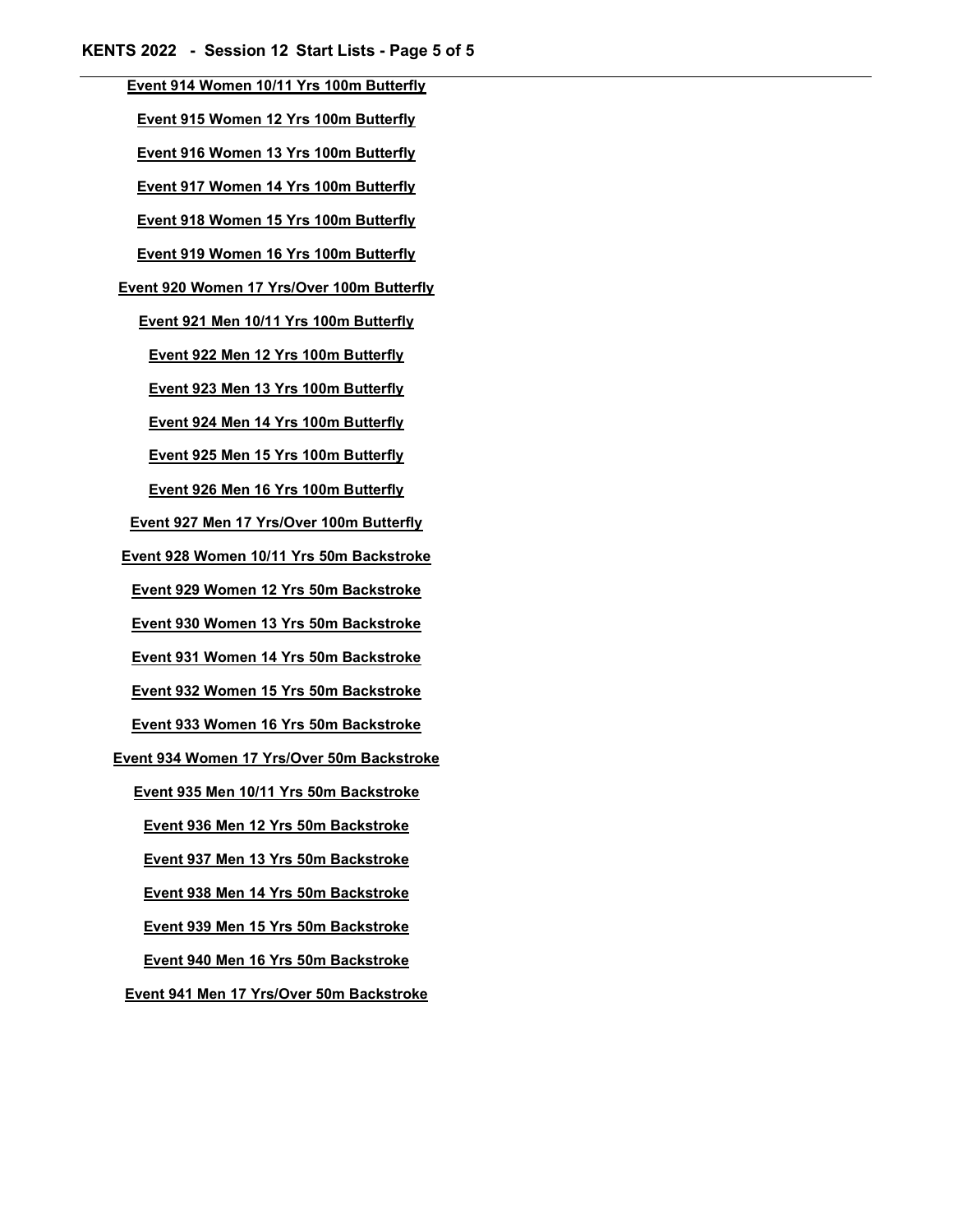**Event 914 Women 10/11 Yrs 100m Butterfly**

**Event 915 Women 12 Yrs 100m Butterfly**

**Event 916 Women 13 Yrs 100m Butterfly**

**Event 917 Women 14 Yrs 100m Butterfly**

**Event 918 Women 15 Yrs 100m Butterfly**

**Event 919 Women 16 Yrs 100m Butterfly**

**Event 920 Women 17 Yrs/Over 100m Butterfly**

**Event 921 Men 10/11 Yrs 100m Butterfly**

**Event 922 Men 12 Yrs 100m Butterfly**

**Event 923 Men 13 Yrs 100m Butterfly**

**Event 924 Men 14 Yrs 100m Butterfly**

**Event 925 Men 15 Yrs 100m Butterfly**

**Event 926 Men 16 Yrs 100m Butterfly**

**Event 927 Men 17 Yrs/Over 100m Butterfly**

**Event 928 Women 10/11 Yrs 50m Backstroke**

**Event 929 Women 12 Yrs 50m Backstroke**

**Event 930 Women 13 Yrs 50m Backstroke**

**Event 931 Women 14 Yrs 50m Backstroke**

**Event 932 Women 15 Yrs 50m Backstroke**

**Event 933 Women 16 Yrs 50m Backstroke**

**Event 934 Women 17 Yrs/Over 50m Backstroke**

**Event 935 Men 10/11 Yrs 50m Backstroke**

**Event 936 Men 12 Yrs 50m Backstroke**

**Event 937 Men 13 Yrs 50m Backstroke**

**Event 938 Men 14 Yrs 50m Backstroke**

**Event 939 Men 15 Yrs 50m Backstroke**

**Event 940 Men 16 Yrs 50m Backstroke**

**Event 941 Men 17 Yrs/Over 50m Backstroke**